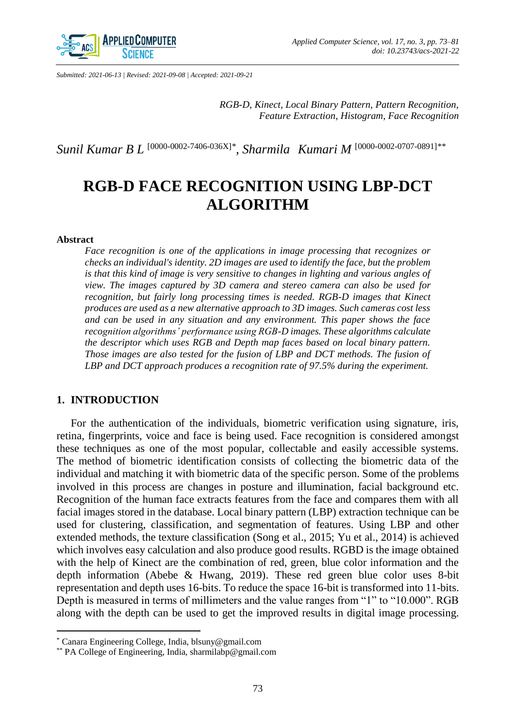Submitted: 2021-06-13 | Revised: 2021-09-08 | Accepted: 2021-09-21

*RGB-D, Kinect, Local Binary Pattern, Pattern Recognition, Feature Extraction, Histogram, Face Recognition*

*Sunil Kumar B L* [0000-0002-7406-036X]*, *Sharmila Kumari M* [0000-0002-0707-0891]**

# RGB-D FACE RECOGNITION USING LBP-DCT ALGORITHM

**Abstract**

*Face recognition is one of the applications in image processing that recognizes or checks an individual's identity. 2D images are used to identify the face, but the problem is that this kind of image is very sensitive to changes in lighting and various angles of view. The images captured by 3D camera and stereo camera can also be used for recognition, but fairly long processing times is needed. RGB-D images that Kinect produces are used as a new alternative approach to 3D images. Such cameras cost less and can be used in any situation and any environment. This paper shows the face recognition algorithms' performance using RGB-D images. These algorithms calculate the descriptor which uses RGB and Depth map faces based on local binary pattern. Those images are also tested for the fusion of LBP and DCT methods. The fusion of LBP and DCT approach produces a recognition rate of 97.5% during the experiment.*

## 1. INTRODUCTION

For the authentication of the individuals, biometric verification using signature, iris, retina, fingerprints, voice and face is being used. Face recognition is considered amongst these techniques as one of the most popular, collectable and easily accessible systems. The method of biometric identification consists of collecting the biometric data of the individual and matching it with biometric data of the specific person. Some of the problems involved in this process are changes in posture and illumination, facial background etc. Recognition of the human face extracts features from the face and compares them with all facial images stored in the database. Local binary pattern (LBP) extraction technique can be used for clustering, classification, and segmentation of features. Using LBP and other extended methods, the texture classification (Song et al., 2015; Yu et al., 2014) is achieved which involves easy calculation and also produce good results. RGBD is the image obtained with the help of Kinect are the combination of red, green, blue color information and the depth information (Abebe & Hwang, 2019). These red green blue color uses 8-bit representation and depth uses 16-bits. To reduce the space 16-bit is transformed into 11-bits. Depth is measured in terms of millimeters and the value ranges from "1" to "10.000". RGB along with the depth can be used to get the improved results in digital image processing.

---

* Canara Engineering College, India, blsuny@gmail.com

** PA College of Engineering, India, sharmilabp@gmail.com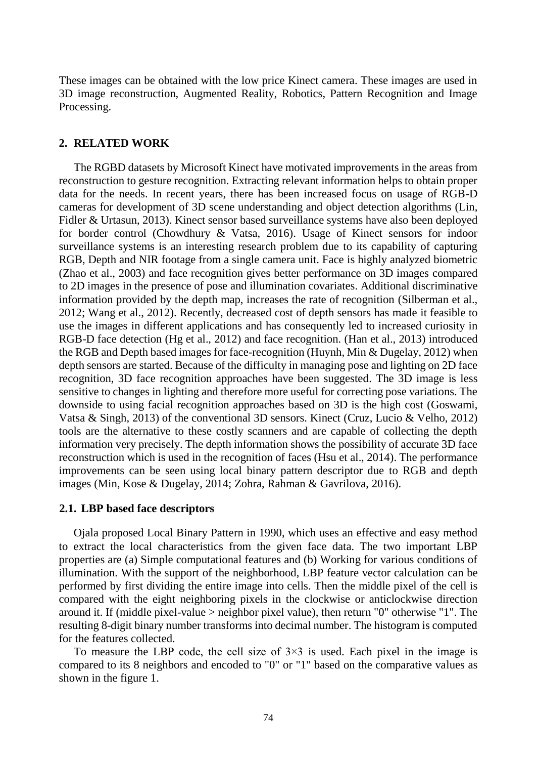These images can be obtained with the low price Kinect camera. These images are used in 3D image reconstruction, Augmented Reality, Robotics, Pattern Recognition and Image Processing.

## 2. RELATED WORK

The RGBD datasets by Microsoft Kinect have motivated improvements in the areas from reconstruction to gesture recognition. Extracting relevant information helps to obtain proper data for the needs. In recent years, there has been increased focus on usage of RGB-D cameras for development of 3D scene understanding and object detection algorithms (Lin, Fidler & Urtasun, 2013). Kinect sensor based surveillance systems have also been deployed for border control (Chowdhury & Vatsa, 2016). Usage of Kinect sensors for indoor surveillance systems is an interesting research problem due to its capability of capturing RGB, Depth and NIR footage from a single camera unit. Face is highly analyzed biometric (Zhao et al., 2003) and face recognition gives better performance on 3D images compared to 2D images in the presence of pose and illumination covariates. Additional discriminative information provided by the depth map, increases the rate of recognition (Silberman et al., 2012; Wang et al., 2012). Recently, decreased cost of depth sensors has made it feasible to use the images in different applications and has consequently led to increased curiosity in RGB-D face detection (Hg et al., 2012) and face recognition. (Han et al., 2013) introduced the RGB and Depth based images for face-recognition (Huynh, Min & Dugelay, 2012) when depth sensors are started. Because of the difficulty in managing pose and lighting on 2D face recognition, 3D face recognition approaches have been suggested. The 3D image is less sensitive to changes in lighting and therefore more useful for correcting pose variations. The downside to using facial recognition approaches based on 3D is the high cost (Goswami, Vatsa & Singh, 2013) of the conventional 3D sensors. Kinect (Cruz, Lucio & Velho, 2012) tools are the alternative to these costly scanners and are capable of collecting the depth information very precisely. The depth information shows the possibility of accurate 3D face reconstruction which is used in the recognition of faces (Hsu et al., 2014). The performance improvements can be seen using local binary pattern descriptor due to RGB and depth images (Min, Kose & Dugelay, 2014; Zohra, Rahman & Gavrilova, 2016).

### 2.1. LBP based face descriptors

Ojala proposed Local Binary Pattern in 1990, which uses an effective and easy method to extract the local characteristics from the given face data. The two important LBP properties are (a) Simple computational features and (b) Working for various conditions of illumination. With the support of the neighborhood, LBP feature vector calculation can be performed by first dividing the entire image into cells. Then the middle pixel of the cell is compared with the eight neighboring pixels in the clockwise or anticlockwise direction around it. If (middle pixel-value > neighbor pixel value), then return "0" otherwise "1". The resulting 8-digit binary number transforms into decimal number. The histogram is computed for the features collected.

To measure the LBP code, the cell size of $3\times3$ is used. Each pixel in the image is compared to its 8 neighbors and encoded to "0" or "1" based on the comparative values as shown in the figure 1.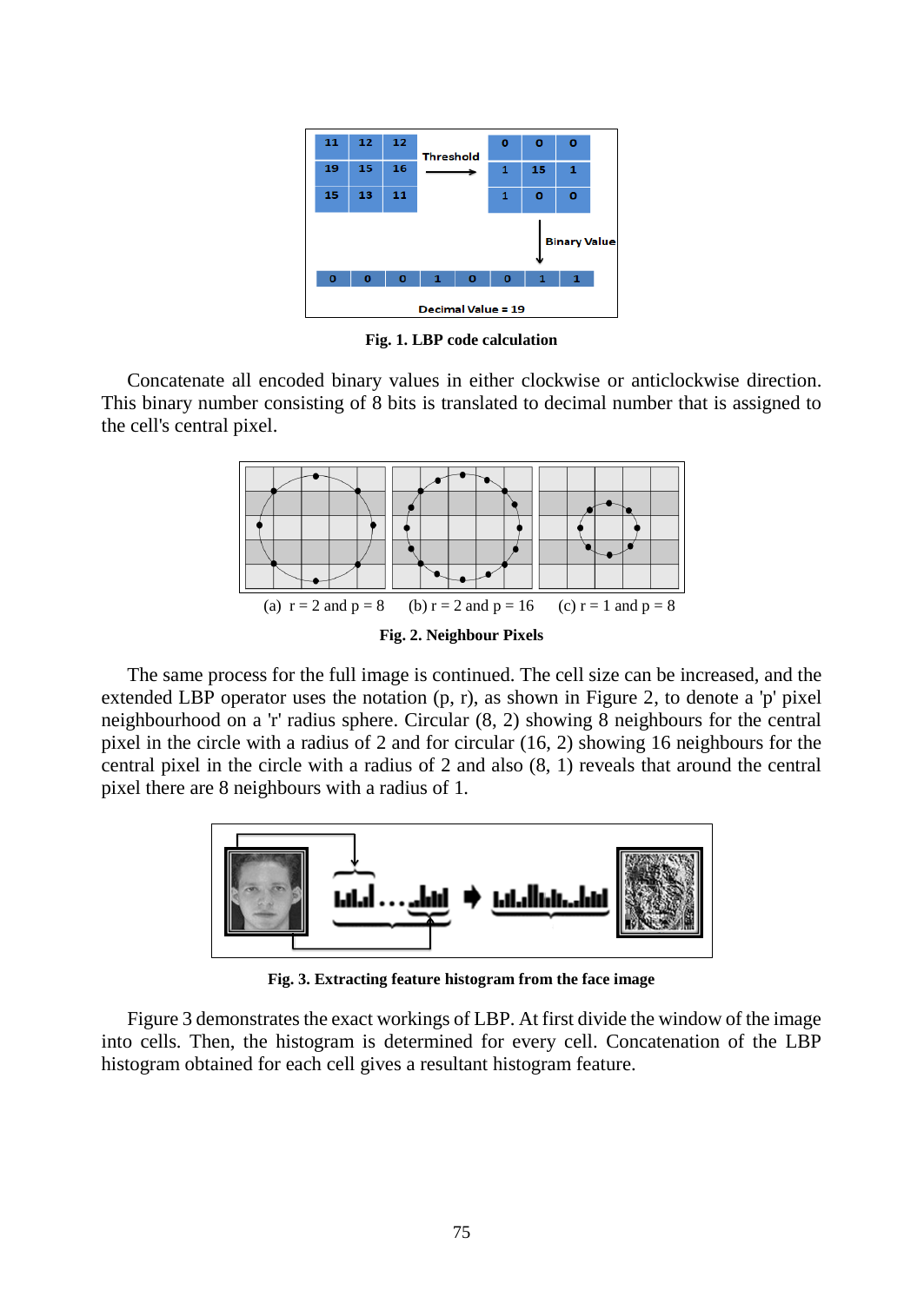Fig. 1. LBP code calculation

Concatenate all encoded binary values in either clockwise or anticlockwise direction. This binary number consisting of 8 bits is translated to decimal number that is assigned to the cell's central pixel.

(a) r = 2 and p = 8 (b) r = 2 and p = 16 (c) r = 1 and p = 8

Fig. 2. Neighbour Pixels

The same process for the full image is continued. The cell size can be increased, and the extended LBP operator uses the notation (p, r), as shown in Figure 2, to denote a 'p' pixel neighbourhood on a 'r' radius sphere. Circular (8, 2) showing 8 neighbours for the central pixel in the circle with a radius of 2 and for circular (16, 2) showing 16 neighbours for the central pixel in the circle with a radius of 2 and also (8, 1) reveals that around the central pixel there are 8 neighbours with a radius of 1.

Fig. 3. Extracting feature histogram from the face image

Figure 3 demonstrates the exact workings of LBP. At first divide the window of the image into cells. Then, the histogram is determined for every cell. Concatenation of the LBP histogram obtained for each cell gives a resultant histogram feature.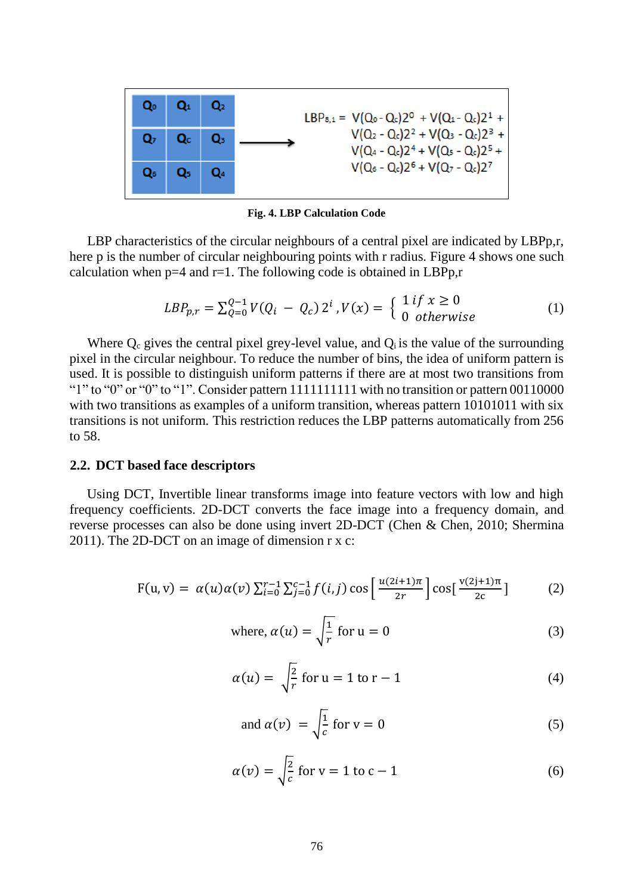| $Q_0$ | $Q_1$ | $Q_2$ |
|---|---|---|
| $Q_7$ | $Q_c$ | $Q_3$ |
| $Q_6$ | $Q_5$ | $Q_4$ |

$$LBP_{8,1} = V(Q_0 - Q_c)2^0 + V(Q_1 - Q_c)2^1 + V(Q_2 - Q_c)2^2 + V(Q_3 - Q_c)2^3 + V(Q_4 - Q_c)2^4 + V(Q_5 - Q_c)2^5 + V(Q_6 - Q_c)2^6 + V(Q_7 - Q_c)2^7$$

**Fig. 4. LBP Calculation Code**

LBP characteristics of the circular neighbours of a central pixel are indicated by LBPp,r, here p is the number of circular neighbouring points with r radius. Figure 4 shows one such calculation when p=4 and r=1. The following code is obtained in LBPp,r

$$LBP_{p,r} = \sum_{Q=0}^{Q-1} V(Q_i - Q_c)\, 2^i \;, V(x) = \begin{cases} 1 \; if \; x \geq 0 \\ 0 \;\; otherwise \end{cases} \tag{1}$$

Where $Q_c$ gives the central pixel grey-level value, and $Q_i$ is the value of the surrounding pixel in the circular neighbour. To reduce the number of bins, the idea of uniform pattern is used. It is possible to distinguish uniform patterns if there are at most two transitions from "1" to "0" or "0" to "1". Consider pattern 1111111111 with no transition or pattern 00110000 with two transitions as examples of a uniform transition, whereas pattern 10101011 with six transitions is not uniform. This restriction reduces the LBP patterns automatically from 256 to 58.

## 2.2. DCT based face descriptors

Using DCT, Invertible linear transforms image into feature vectors with low and high frequency coefficients. 2D-DCT converts the face image into a frequency domain, and reverse processes can also be done using invert 2D-DCT (Chen & Chen, 2010; Shermina 2011). The 2D-DCT on an image of dimension r x c:

$$\mathrm{F(u, v)} = \alpha(u)\alpha(v) \sum_{i=0}^{r-1} \sum_{j=0}^{c-1} f(i,j) \cos\left[\frac{u(2i+1)\pi}{2r}\right] \cos\left[\frac{v(2j+1)\pi}{2c}\right] \tag{2}$$

$$\text{where, } \alpha(u) = \sqrt{\frac{1}{r}} \text{ for u} = 0 \tag{3}$$

$$\alpha(u) = \sqrt{\frac{2}{r}} \text{ for u} = 1 \text{ to r} - 1 \tag{4}$$

$$\text{and } \alpha(v) = \sqrt{\frac{1}{c}} \text{ for v} = 0 \tag{5}$$

$$\alpha(v) = \sqrt{\frac{2}{c}} \text{ for v} = 1 \text{ to c} - 1 \tag{6}$$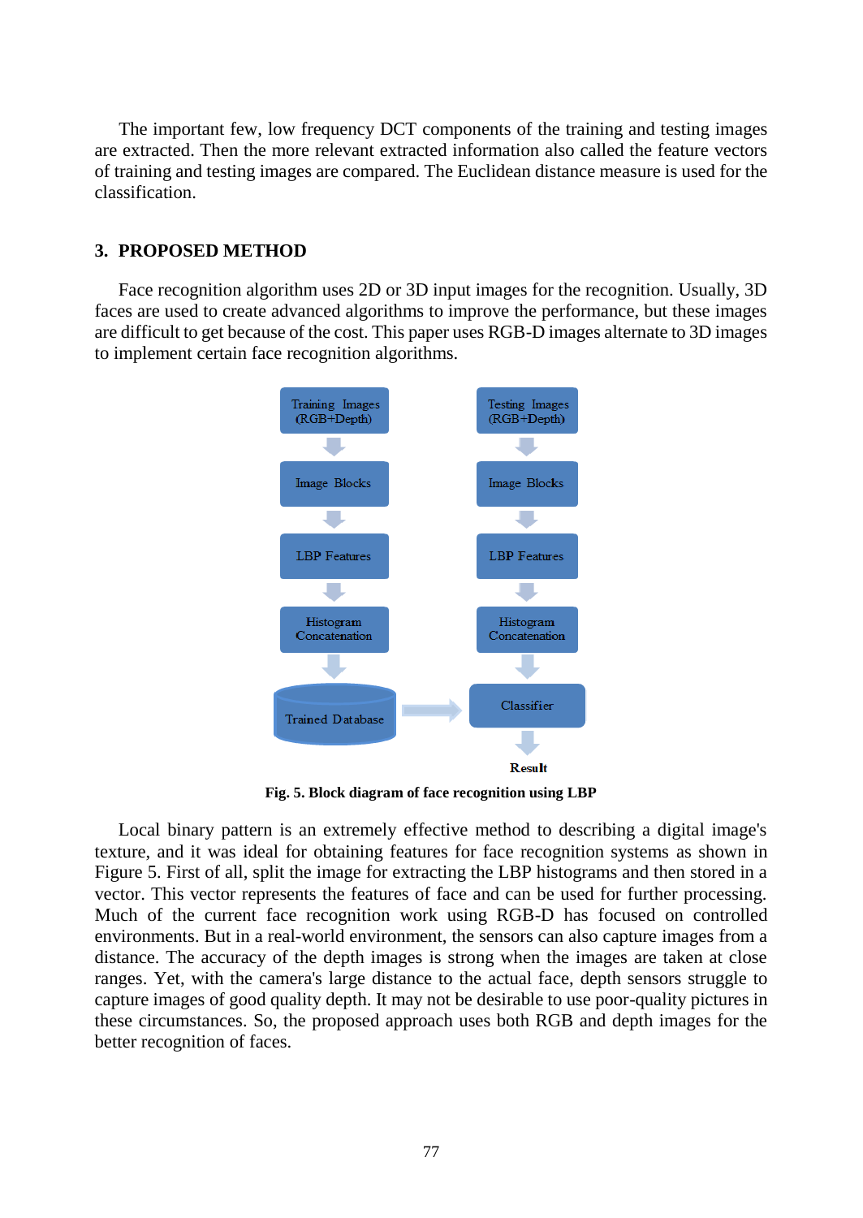The important few, low frequency DCT components of the training and testing images are extracted. Then the more relevant extracted information also called the feature vectors of training and testing images are compared. The Euclidean distance measure is used for the classification.

## 3. PROPOSED METHOD

Face recognition algorithm uses 2D or 3D input images for the recognition. Usually, 3D faces are used to create advanced algorithms to improve the performance, but these images are difficult to get because of the cost. This paper uses RGB-D images alternate to 3D images to implement certain face recognition algorithms.

**Fig. 5. Block diagram of face recognition using LBP**

Local binary pattern is an extremely effective method to describing a digital image's texture, and it was ideal for obtaining features for face recognition systems as shown in Figure 5. First of all, split the image for extracting the LBP histograms and then stored in a vector. This vector represents the features of face and can be used for further processing. Much of the current face recognition work using RGB-D has focused on controlled environments. But in a real-world environment, the sensors can also capture images from a distance. The accuracy of the depth images is strong when the images are taken at close ranges. Yet, with the camera's large distance to the actual face, depth sensors struggle to capture images of good quality depth. It may not be desirable to use poor-quality pictures in these circumstances. So, the proposed approach uses both RGB and depth images for the better recognition of faces.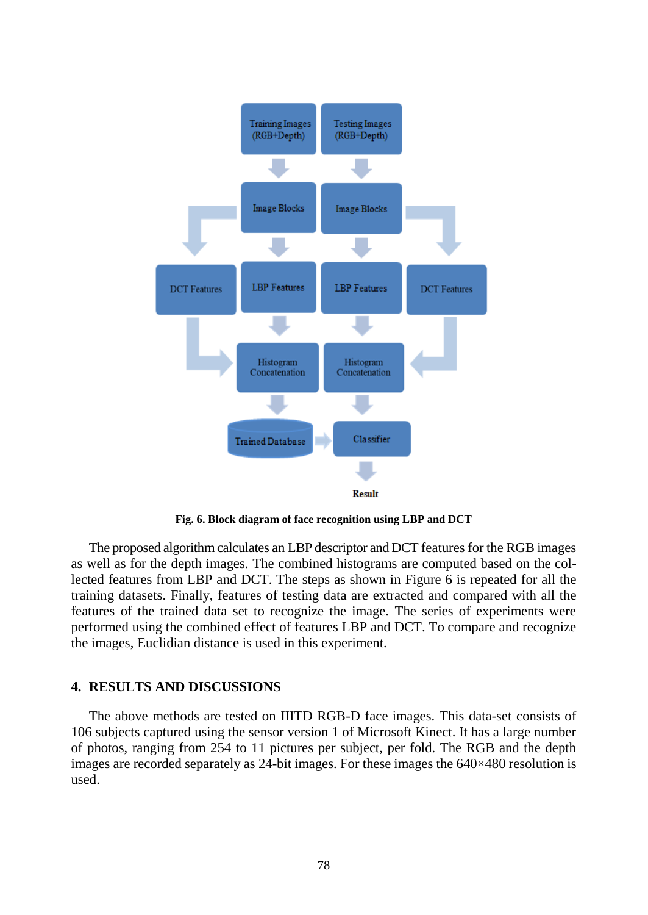**Fig. 6. Block diagram of face recognition using LBP and DCT**

The proposed algorithm calculates an LBP descriptor and DCT features for the RGB images as well as for the depth images. The combined histograms are computed based on the collected features from LBP and DCT. The steps as shown in Figure 6 is repeated for all the training datasets. Finally, features of testing data are extracted and compared with all the features of the trained data set to recognize the image. The series of experiments were performed using the combined effect of features LBP and DCT. To compare and recognize the images, Euclidian distance is used in this experiment.

## 4. RESULTS AND DISCUSSIONS

The above methods are tested on IIITD RGB-D face images. This data-set consists of 106 subjects captured using the sensor version 1 of Microsoft Kinect. It has a large number of photos, ranging from 254 to 11 pictures per subject, per fold. The RGB and the depth images are recorded separately as 24-bit images. For these images the 640×480 resolution is used.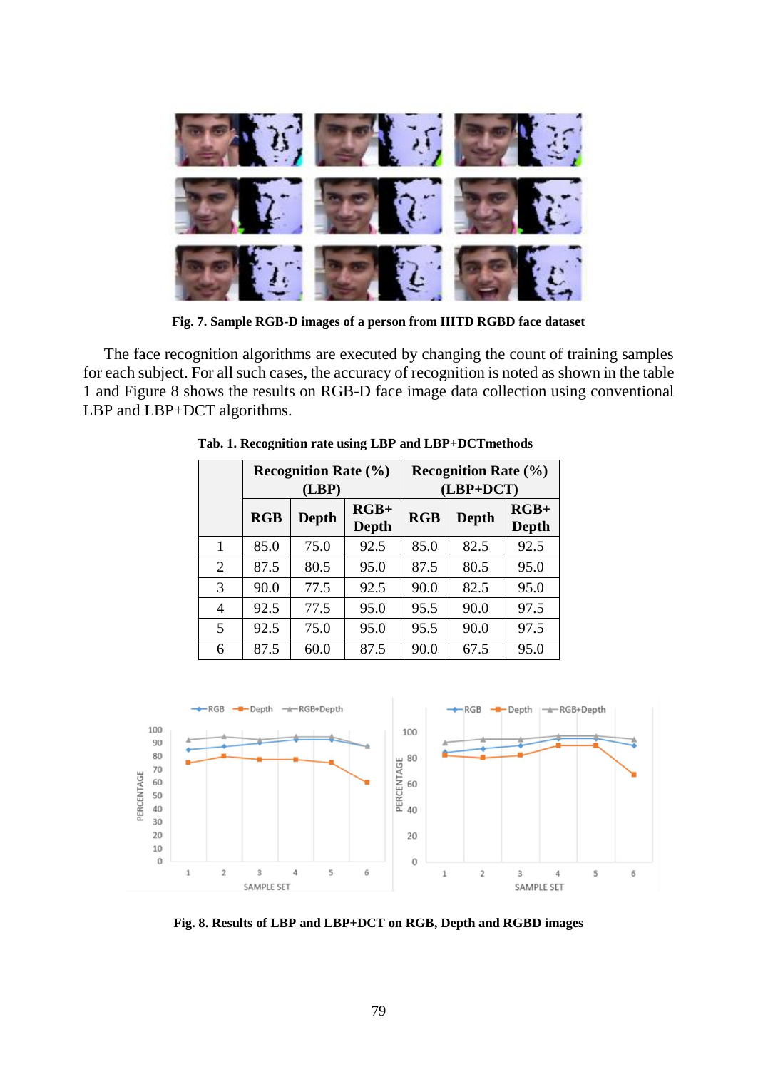Fig. 7. Sample RGB-D images of a person from IIITD RGBD face dataset

The face recognition algorithms are executed by changing the count of training samples for each subject. For all such cases, the accuracy of recognition is noted as shown in the table 1 and Figure 8 shows the results on RGB-D face image data collection using conventional LBP and LBP+DCT algorithms.

Tab. 1. Recognition rate using LBP and LBP+DCTmethods

| | Recognition Rate (%) (LBP) | | | Recognition Rate (%) (LBP+DCT) | | |
|---|---|---|---|---|---|---|
| | RGB | Depth | RGB+ Depth | RGB | Depth | RGB+ Depth |
| 1 | 85.0 | 75.0 | 92.5 | 85.0 | 82.5 | 92.5 |
| 2 | 87.5 | 80.5 | 95.0 | 87.5 | 80.5 | 95.0 |
| 3 | 90.0 | 77.5 | 92.5 | 90.0 | 82.5 | 95.0 |
| 4 | 92.5 | 77.5 | 95.0 | 95.5 | 90.0 | 97.5 |
| 5 | 92.5 | 75.0 | 95.0 | 95.5 | 90.0 | 97.5 |
| 6 | 87.5 | 60.0 | 87.5 | 90.0 | 67.5 | 95.0 |

Fig. 8. Results of LBP and LBP+DCT on RGB, Depth and RGBD images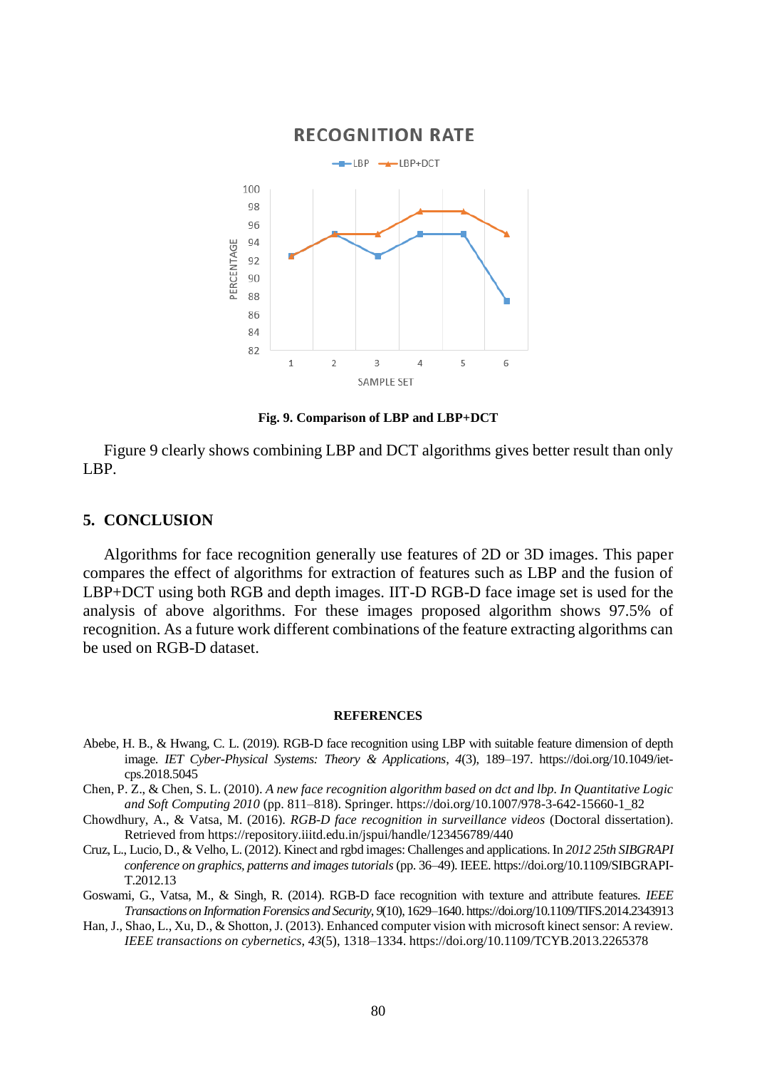Fig. 9. Comparison of LBP and LBP+DCT

Figure 9 clearly shows combining LBP and DCT algorithms gives better result than only LBP.

## 5. CONCLUSION

Algorithms for face recognition generally use features of 2D or 3D images. This paper compares the effect of algorithms for extraction of features such as LBP and the fusion of LBP+DCT using both RGB and depth images. IIT-D RGB-D face image set is used for the analysis of above algorithms. For these images proposed algorithm shows 97.5% of recognition. As a future work different combinations of the feature extracting algorithms can be used on RGB-D dataset.

### REFERENCES

Abebe, H. B., & Hwang, C. L. (2019). RGB-D face recognition using LBP with suitable feature dimension of depth image. *IET Cyber-Physical Systems: Theory & Applications*, *4*(3), 189–197. https://doi.org/10.1049/iet-cps.2018.5045

Chen, P. Z., & Chen, S. L. (2010). *A new face recognition algorithm based on dct and lbp. In Quantitative Logic and Soft Computing 2010* (pp. 811–818). Springer. https://doi.org/10.1007/978-3-642-15660-1_82

Chowdhury, A., & Vatsa, M. (2016). *RGB-D face recognition in surveillance videos* (Doctoral dissertation). Retrieved from https://repository.iiitd.edu.in/jspui/handle/123456789/440

Cruz, L., Lucio, D., & Velho, L. (2012). Kinect and rgbd images: Challenges and applications. In *2012 25th SIBGRAPI conference on graphics, patterns and images tutorials* (pp. 36–49). IEEE. https://doi.org/10.1109/SIBGRAPI-T.2012.13

Goswami, G., Vatsa, M., & Singh, R. (2014). RGB-D face recognition with texture and attribute features. *IEEE Transactions on Information Forensics and Security*, *9*(10), 1629–1640. https://doi.org/10.1109/TIFS.2014.2343913

Han, J., Shao, L., Xu, D., & Shotton, J. (2013). Enhanced computer vision with microsoft kinect sensor: A review. *IEEE transactions on cybernetics*, *43*(5), 1318–1334. https://doi.org/10.1109/TCYB.2013.2265378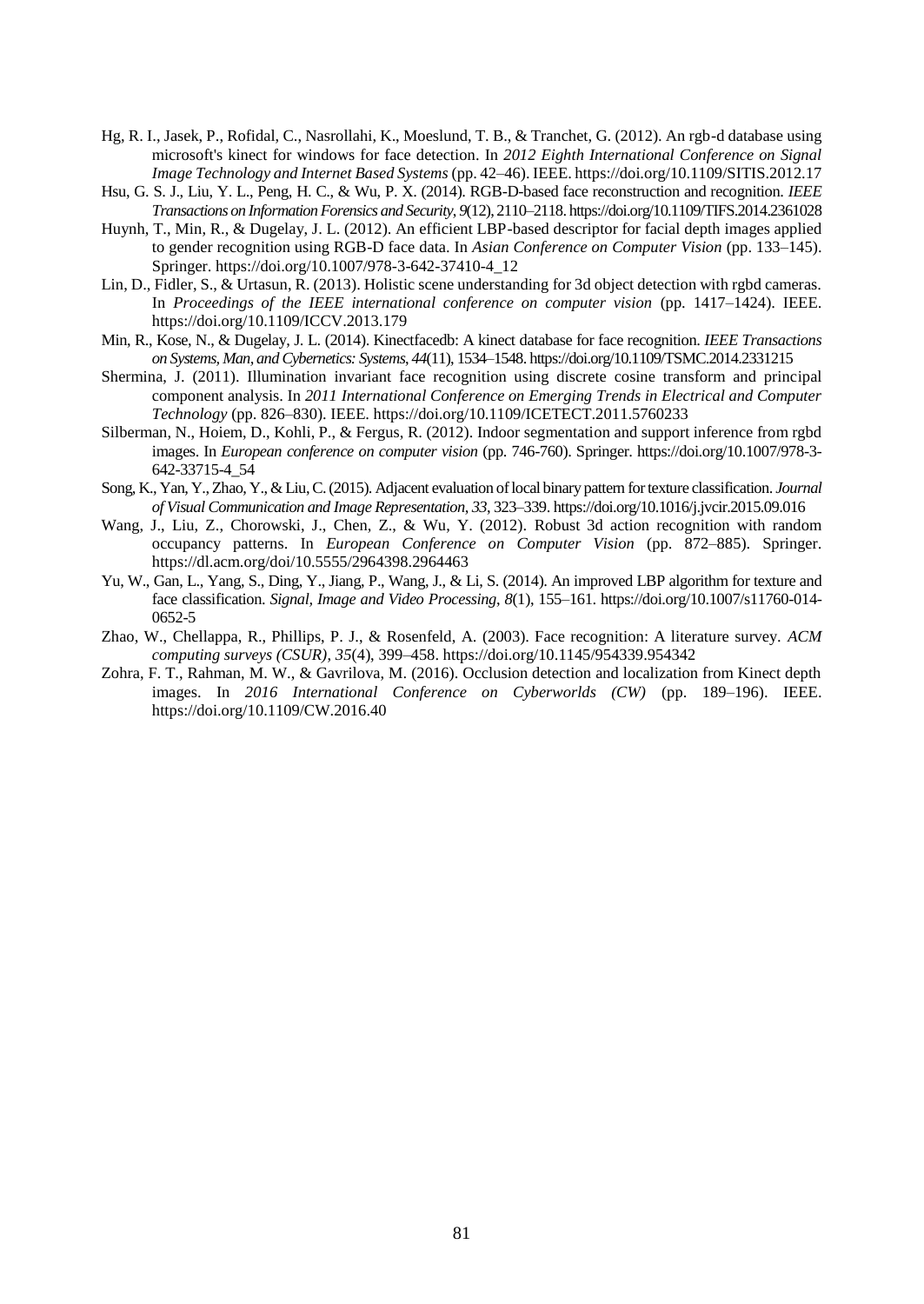Hg, R. I., Jasek, P., Rofidal, C., Nasrollahi, K., Moeslund, T. B., & Tranchet, G. (2012). An rgb-d database using microsoft's kinect for windows for face detection. In *2012 Eighth International Conference on Signal Image Technology and Internet Based Systems* (pp. 42–46). IEEE. https://doi.org/10.1109/SITIS.2012.17

Hsu, G. S. J., Liu, Y. L., Peng, H. C., & Wu, P. X. (2014). RGB-D-based face reconstruction and recognition. *IEEE Transactions on Information Forensics and Security*, *9*(12), 2110–2118. https://doi.org/10.1109/TIFS.2014.2361028

Huynh, T., Min, R., & Dugelay, J. L. (2012). An efficient LBP-based descriptor for facial depth images applied to gender recognition using RGB-D face data. In *Asian Conference on Computer Vision* (pp. 133–145). Springer. https://doi.org/10.1007/978-3-642-37410-4_12

Lin, D., Fidler, S., & Urtasun, R. (2013). Holistic scene understanding for 3d object detection with rgbd cameras. In *Proceedings of the IEEE international conference on computer vision* (pp. 1417–1424). IEEE. https://doi.org/10.1109/ICCV.2013.179

Min, R., Kose, N., & Dugelay, J. L. (2014). Kinectfacedb: A kinect database for face recognition. *IEEE Transactions on Systems, Man, and Cybernetics: Systems*, *44*(11), 1534–1548. https://doi.org/10.1109/TSMC.2014.2331215

Shermina, J. (2011). Illumination invariant face recognition using discrete cosine transform and principal component analysis. In *2011 International Conference on Emerging Trends in Electrical and Computer Technology* (pp. 826–830). IEEE. https://doi.org/10.1109/ICETECT.2011.5760233

Silberman, N., Hoiem, D., Kohli, P., & Fergus, R. (2012). Indoor segmentation and support inference from rgbd images. In *European conference on computer vision* (pp. 746-760). Springer. https://doi.org/10.1007/978-3-642-33715-4_54

Song, K., Yan, Y., Zhao, Y., & Liu, C. (2015). Adjacent evaluation of local binary pattern for texture classification. *Journal of Visual Communication and Image Representation*, *33*, 323–339. https://doi.org/10.1016/j.jvcir.2015.09.016

Wang, J., Liu, Z., Chorowski, J., Chen, Z., & Wu, Y. (2012). Robust 3d action recognition with random occupancy patterns. In *European Conference on Computer Vision* (pp. 872–885). Springer. https://dl.acm.org/doi/10.5555/2964398.2964463

Yu, W., Gan, L., Yang, S., Ding, Y., Jiang, P., Wang, J., & Li, S. (2014). An improved LBP algorithm for texture and face classification. *Signal, Image and Video Processing*, *8*(1), 155–161. https://doi.org/10.1007/s11760-014-0652-5

Zhao, W., Chellappa, R., Phillips, P. J., & Rosenfeld, A. (2003). Face recognition: A literature survey. *ACM computing surveys (CSUR)*, *35*(4), 399–458. https://doi.org/10.1145/954339.954342

Zohra, F. T., Rahman, M. W., & Gavrilova, M. (2016). Occlusion detection and localization from Kinect depth images. In *2016 International Conference on Cyberworlds (CW)* (pp. 189–196). IEEE. https://doi.org/10.1109/CW.2016.40